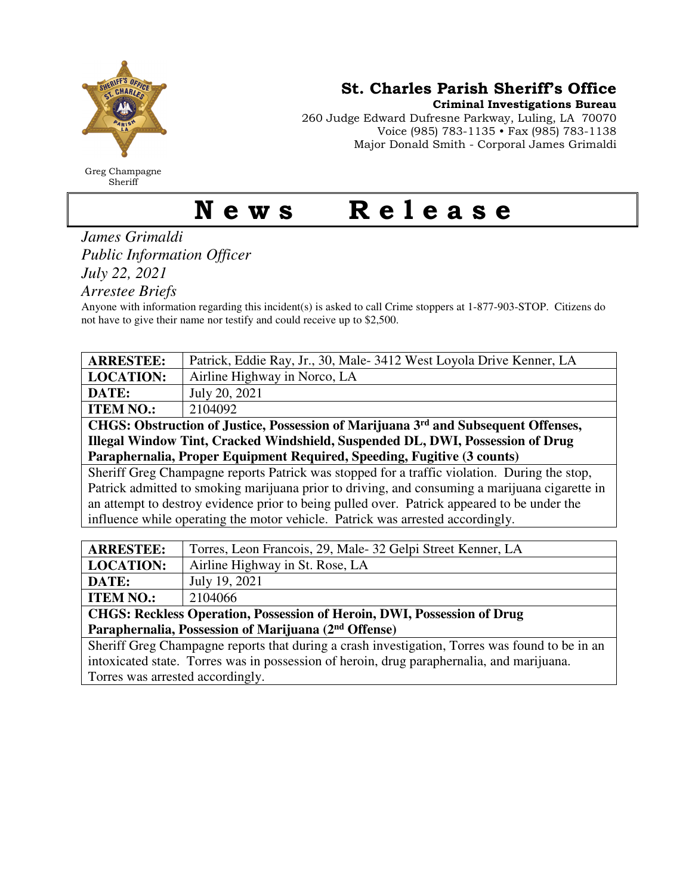# St. Charles Parish Sheriff's Office

**Criminal Investigations Bureau**
260 Judge Edward Dufresne Parkway, Luling, LA 70070
Voice (985) 783-1135 • Fax (985) 783-1138
Major Donald Smith - Corporal James Grimaldi

Greg Champagne
Sheriff

# News Release

*James Grimaldi*
*Public Information Officer*
*July 22, 2021*
*Arrestee Briefs*

Anyone with information regarding this incident(s) is asked to call Crime stoppers at 1-877-903-STOP. Citizens do not have to give their name nor testify and could receive up to $2,500.

| **ARRESTEE:** | Patrick, Eddie Ray, Jr., 30, Male- 3412 West Loyola Drive Kenner, LA |
|---|---|
| **LOCATION:** | Airline Highway in Norco, LA |
| **DATE:** | July 20, 2021 |
| **ITEM NO.:** | 2104092 |
| **CHGS: Obstruction of Justice, Possession of Marijuana 3rd and Subsequent Offenses, Illegal Window Tint, Cracked Windshield, Suspended DL, DWI, Possession of Drug Paraphernalia, Proper Equipment Required, Speeding, Fugitive (3 counts)** | |
| Sheriff Greg Champagne reports Patrick was stopped for a traffic violation. During the stop, Patrick admitted to smoking marijuana prior to driving, and consuming a marijuana cigarette in an attempt to destroy evidence prior to being pulled over. Patrick appeared to be under the influence while operating the motor vehicle. Patrick was arrested accordingly. | |

| **ARRESTEE:** | Torres, Leon Francois, 29, Male- 32 Gelpi Street Kenner, LA |
|---|---|
| **LOCATION:** | Airline Highway in St. Rose, LA |
| **DATE:** | July 19, 2021 |
| **ITEM NO.:** | 2104066 |
| **CHGS: Reckless Operation, Possession of Heroin, DWI, Possession of Drug Paraphernalia, Possession of Marijuana (2nd Offense)** | |
| Sheriff Greg Champagne reports that during a crash investigation, Torres was found to be in an intoxicated state. Torres was in possession of heroin, drug paraphernalia, and marijuana. Torres was arrested accordingly. | |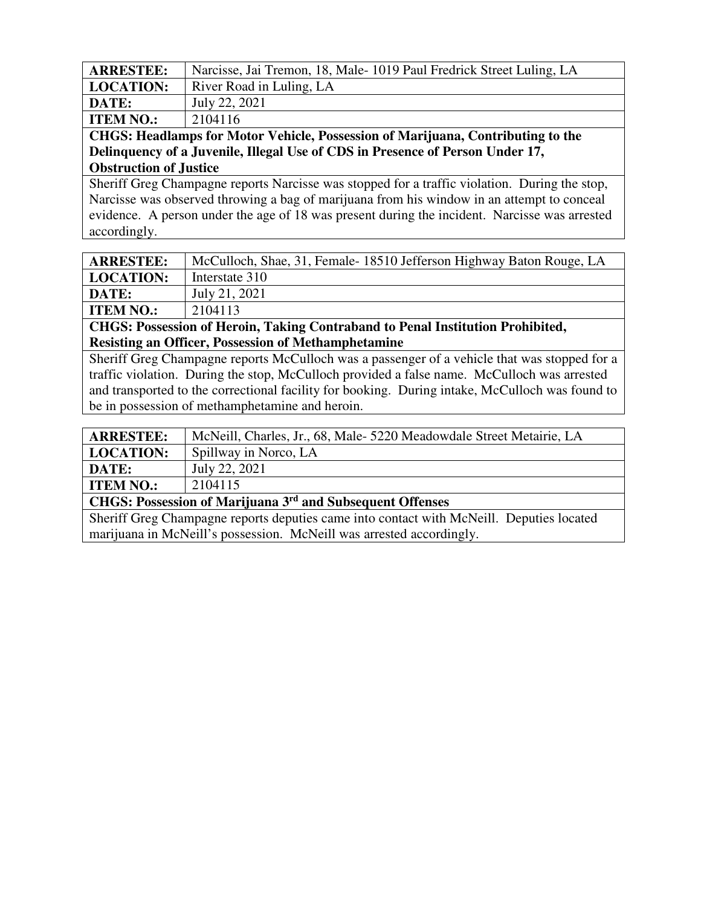| | |
|---|---|
| **ARRESTEE:** | Narcisse, Jai Tremon, 18, Male- 1019 Paul Fredrick Street Luling, LA |
| **LOCATION:** | River Road in Luling, LA |
| **DATE:** | July 22, 2021 |
| **ITEM NO.:** | 2104116 |

**CHGS: Headlamps for Motor Vehicle, Possession of Marijuana, Contributing to the Delinquency of a Juvenile, Illegal Use of CDS in Presence of Person Under 17, Obstruction of Justice**

Sheriff Greg Champagne reports Narcisse was stopped for a traffic violation. During the stop, Narcisse was observed throwing a bag of marijuana from his window in an attempt to conceal evidence. A person under the age of 18 was present during the incident. Narcisse was arrested accordingly.

| | |
|---|---|
| **ARRESTEE:** | McCulloch, Shae, 31, Female- 18510 Jefferson Highway Baton Rouge, LA |
| **LOCATION:** | Interstate 310 |
| **DATE:** | July 21, 2021 |
| **ITEM NO.:** | 2104113 |

**CHGS: Possession of Heroin, Taking Contraband to Penal Institution Prohibited, Resisting an Officer, Possession of Methamphetamine**

Sheriff Greg Champagne reports McCulloch was a passenger of a vehicle that was stopped for a traffic violation. During the stop, McCulloch provided a false name. McCulloch was arrested and transported to the correctional facility for booking. During intake, McCulloch was found to be in possession of methamphetamine and heroin.

| | |
|---|---|
| **ARRESTEE:** | McNeill, Charles, Jr., 68, Male- 5220 Meadowdale Street Metairie, LA |
| **LOCATION:** | Spillway in Norco, LA |
| **DATE:** | July 22, 2021 |
| **ITEM NO.:** | 2104115 |

**CHGS: Possession of Marijuana 3rd and Subsequent Offenses**

Sheriff Greg Champagne reports deputies came into contact with McNeill. Deputies located marijuana in McNeill's possession. McNeill was arrested accordingly.